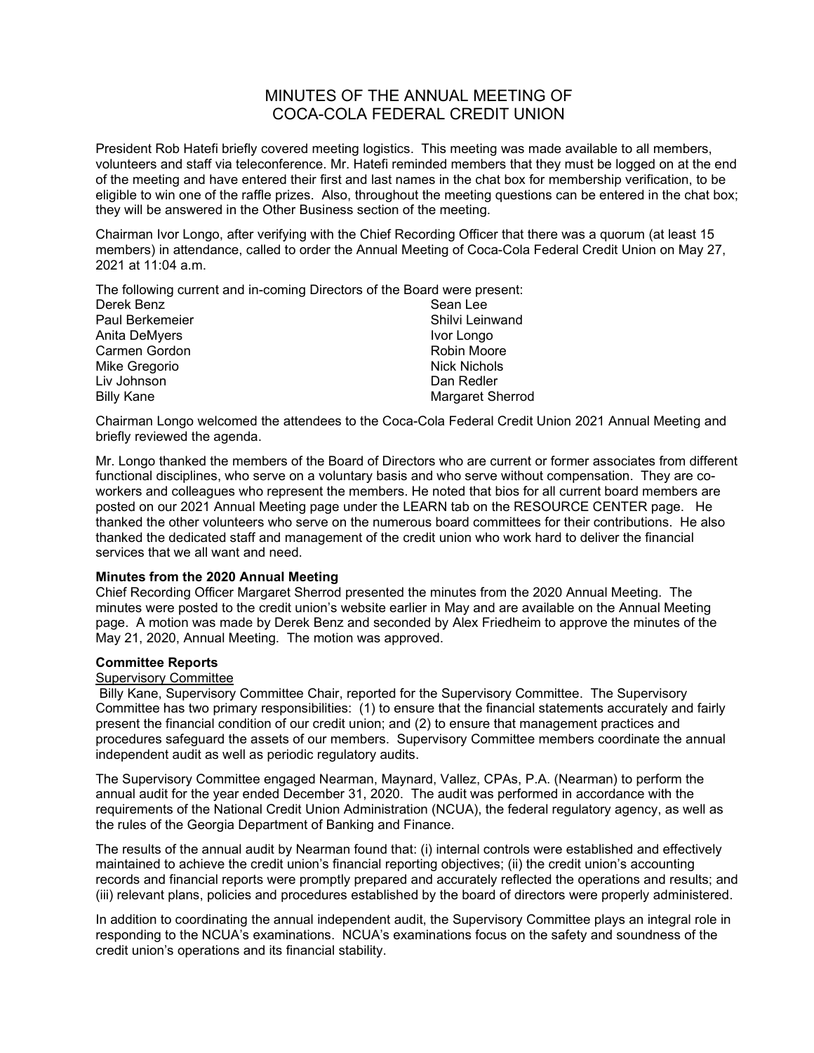# MINUTES OF THE ANNUAL MEETING OF COCA-COLA FEDERAL CREDIT UNION

President Rob Hatefi briefly covered meeting logistics. This meeting was made available to all members, volunteers and staff via teleconference. Mr. Hatefi reminded members that they must be logged on at the end of the meeting and have entered their first and last names in the chat box for membership verification, to be eligible to win one of the raffle prizes. Also, throughout the meeting questions can be entered in the chat box; they will be answered in the Other Business section of the meeting.

Chairman Ivor Longo, after verifying with the Chief Recording Officer that there was a quorum (at least 15 members) in attendance, called to order the Annual Meeting of Coca-Cola Federal Credit Union on May 27, 2021 at 11:04 a.m.

The following current and in-coming Directors of the Board were present:

- Derek Benz
- Paul Berkemeier
- Anita DeMyers
- Carmen Gordon
- Mike Gregorio
- Liv Johnson
- Billy Kane
- Sean Lee
- Shilvi Leinwand
- Ivor Longo
- Robin Moore
- Nick Nichols
- Dan Redler
- Margaret Sherrod

Chairman Longo welcomed the attendees to the Coca-Cola Federal Credit Union 2021 Annual Meeting and briefly reviewed the agenda.

Mr. Longo thanked the members of the Board of Directors who are current or former associates from different functional disciplines, who serve on a voluntary basis and who serve without compensation. They are co-workers and colleagues who represent the members. He noted that bios for all current board members are posted on our 2021 Annual Meeting page under the LEARN tab on the RESOURCE CENTER page. He thanked the other volunteers who serve on the numerous board committees for their contributions. He also thanked the dedicated staff and management of the credit union who work hard to deliver the financial services that we all want and need.

**Minutes from the 2020 Annual Meeting**

Chief Recording Officer Margaret Sherrod presented the minutes from the 2020 Annual Meeting. The minutes were posted to the credit union's website earlier in May and are available on the Annual Meeting page. A motion was made by Derek Benz and seconded by Alex Friedheim to approve the minutes of the May 21, 2020, Annual Meeting. The motion was approved.

**Committee Reports**

<u>Supervisory Committee</u>

Billy Kane, Supervisory Committee Chair, reported for the Supervisory Committee. The Supervisory Committee has two primary responsibilities: (1) to ensure that the financial statements accurately and fairly present the financial condition of our credit union; and (2) to ensure that management practices and procedures safeguard the assets of our members. Supervisory Committee members coordinate the annual independent audit as well as periodic regulatory audits.

The Supervisory Committee engaged Nearman, Maynard, Vallez, CPAs, P.A. (Nearman) to perform the annual audit for the year ended December 31, 2020. The audit was performed in accordance with the requirements of the National Credit Union Administration (NCUA), the federal regulatory agency, as well as the rules of the Georgia Department of Banking and Finance.

The results of the annual audit by Nearman found that: (i) internal controls were established and effectively maintained to achieve the credit union's financial reporting objectives; (ii) the credit union's accounting records and financial reports were promptly prepared and accurately reflected the operations and results; and (iii) relevant plans, policies and procedures established by the board of directors were properly administered.

In addition to coordinating the annual independent audit, the Supervisory Committee plays an integral role in responding to the NCUA's examinations. NCUA's examinations focus on the safety and soundness of the credit union's operations and its financial stability.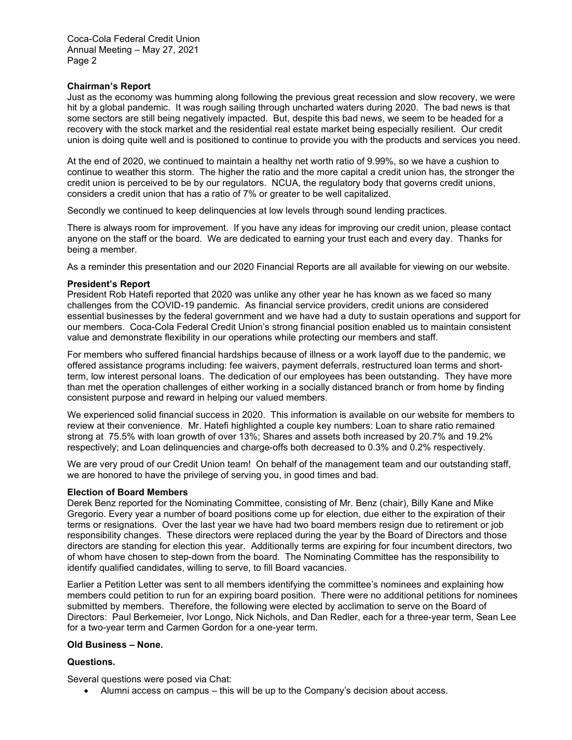**Chairman's Report**

Just as the economy was humming along following the previous great recession and slow recovery, we were hit by a global pandemic. It was rough sailing through uncharted waters during 2020. The bad news is that some sectors are still being negatively impacted. But, despite this bad news, we seem to be headed for a recovery with the stock market and the residential real estate market being especially resilient. Our credit union is doing quite well and is positioned to continue to provide you with the products and services you need.

At the end of 2020, we continued to maintain a healthy net worth ratio of 9.99%, so we have a cushion to continue to weather this storm. The higher the ratio and the more capital a credit union has, the stronger the credit union is perceived to be by our regulators. NCUA, the regulatory body that governs credit unions, considers a credit union that has a ratio of 7% or greater to be well capitalized.

Secondly we continued to keep delinquencies at low levels through sound lending practices.

There is always room for improvement. If you have any ideas for improving our credit union, please contact anyone on the staff or the board. We are dedicated to earning your trust each and every day. Thanks for being a member.

As a reminder this presentation and our 2020 Financial Reports are all available for viewing on our website.

**President's Report**

President Rob Hatefi reported that 2020 was unlike any other year he has known as we faced so many challenges from the COVID-19 pandemic. As financial service providers, credit unions are considered essential businesses by the federal government and we have had a duty to sustain operations and support for our members. Coca-Cola Federal Credit Union's strong financial position enabled us to maintain consistent value and demonstrate flexibility in our operations while protecting our members and staff.

For members who suffered financial hardships because of illness or a work layoff due to the pandemic, we offered assistance programs including: fee waivers, payment deferrals, restructured loan terms and short-term, low interest personal loans. The dedication of our employees has been outstanding. They have more than met the operation challenges of either working in a socially distanced branch or from home by finding consistent purpose and reward in helping our valued members.

We experienced solid financial success in 2020. This information is available on our website for members to review at their convenience. Mr. Hatefi highlighted a couple key numbers: Loan to share ratio remained strong at 75.5% with loan growth of over 13%; Shares and assets both increased by 20.7% and 19.2% respectively; and Loan delinquencies and charge-offs both decreased to 0.3% and 0.2% respectively.

We are very proud of our Credit Union team! On behalf of the management team and our outstanding staff, we are honored to have the privilege of serving you, in good times and bad.

**Election of Board Members**

Derek Benz reported for the Nominating Committee, consisting of Mr. Benz (chair), Billy Kane and Mike Gregorio. Every year a number of board positions come up for election, due either to the expiration of their terms or resignations. Over the last year we have had two board members resign due to retirement or job responsibility changes. These directors were replaced during the year by the Board of Directors and those directors are standing for election this year. Additionally terms are expiring for four incumbent directors, two of whom have chosen to step-down from the board. The Nominating Committee has the responsibility to identify qualified candidates, willing to serve, to fill Board vacancies.

Earlier a Petition Letter was sent to all members identifying the committee's nominees and explaining how members could petition to run for an expiring board position. There were no additional petitions for nominees submitted by members. Therefore, the following were elected by acclimation to serve on the Board of Directors: Paul Berkemeier, Ivor Longo, Nick Nichols, and Dan Redler, each for a three-year term, Sean Lee for a two-year term and Carmen Gordon for a one-year term.

**Old Business – None.**

**Questions.**

Several questions were posed via Chat:

- Alumni access on campus – this will be up to the Company's decision about access.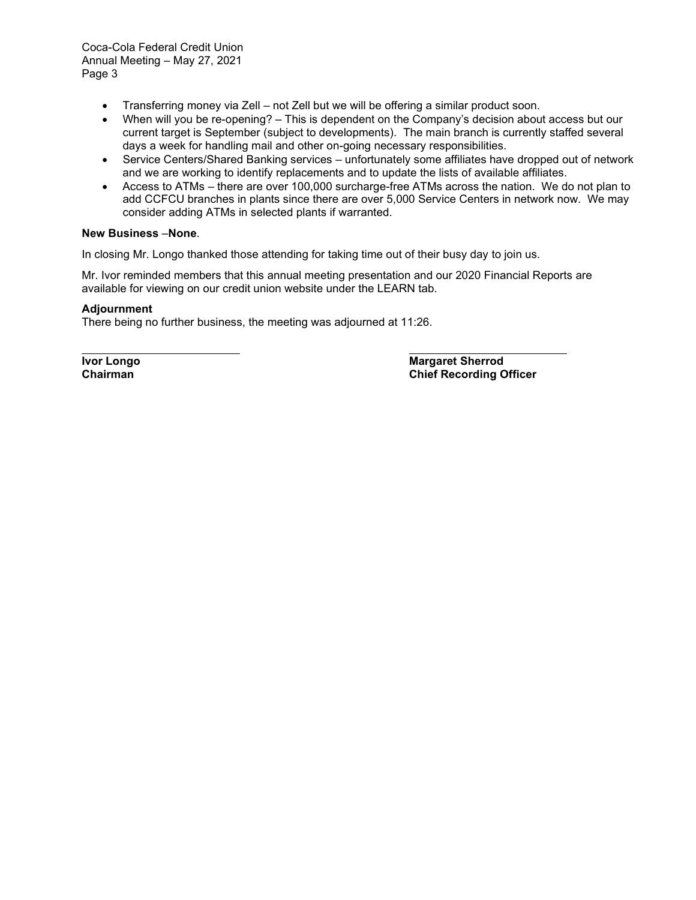- Transferring money via Zell – not Zell but we will be offering a similar product soon.
- When will you be re-opening? – This is dependent on the Company's decision about access but our current target is September (subject to developments). The main branch is currently staffed several days a week for handling mail and other on-going necessary responsibilities.
- Service Centers/Shared Banking services – unfortunately some affiliates have dropped out of network and we are working to identify replacements and to update the lists of available affiliates.
- Access to ATMs – there are over 100,000 surcharge-free ATMs across the nation. We do not plan to add CCFCU branches in plants since there are over 5,000 Service Centers in network now. We may consider adding ATMs in selected plants if warranted.

**New Business** –**None**.

In closing Mr. Longo thanked those attending for taking time out of their busy day to join us.

Mr. Ivor reminded members that this annual meeting presentation and our 2020 Financial Reports are available for viewing on our credit union website under the LEARN tab.

**Adjournment**
There being no further business, the meeting was adjourned at 11:26.

**Ivor Longo**
**Chairman**

**Margaret Sherrod**
**Chief Recording Officer**